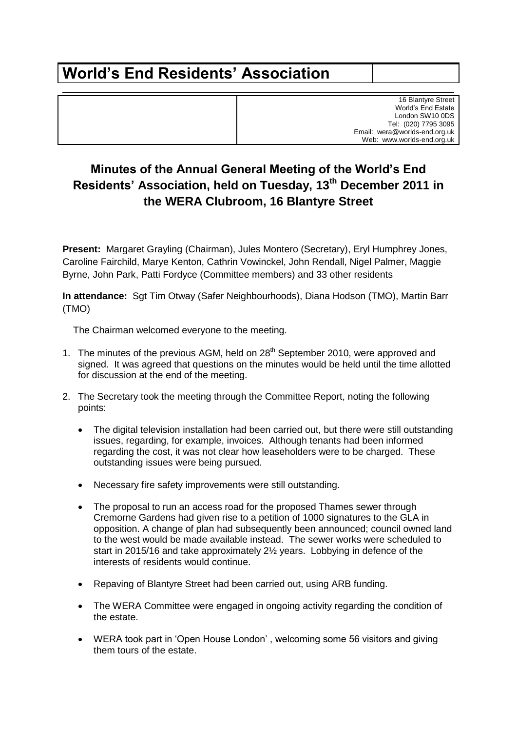# World's End Residents' Association

16 Blantyre Street
World's End Estate
London SW10 0DS
Tel: (020) 7795 3095
Email: wera@worlds-end.org.uk
Web: www.worlds-end.org.uk

## Minutes of the Annual General Meeting of the World's End Residents' Association, held on Tuesday, 13th December 2011 in the WERA Clubroom, 16 Blantyre Street

**Present:** Margaret Grayling (Chairman), Jules Montero (Secretary), Eryl Humphrey Jones, Caroline Fairchild, Marye Kenton, Cathrin Vowinckel, John Rendall, Nigel Palmer, Maggie Byrne, John Park, Patti Fordyce (Committee members) and 33 other residents

**In attendance:** Sgt Tim Otway (Safer Neighbourhoods), Diana Hodson (TMO), Martin Barr (TMO)

The Chairman welcomed everyone to the meeting.

1. The minutes of the previous AGM, held on 28th September 2010, were approved and signed. It was agreed that questions on the minutes would be held until the time allotted for discussion at the end of the meeting.

2. The Secretary took the meeting through the Committee Report, noting the following points:

   - The digital television installation had been carried out, but there were still outstanding issues, regarding, for example, invoices. Although tenants had been informed regarding the cost, it was not clear how leaseholders were to be charged. These outstanding issues were being pursued.

   - Necessary fire safety improvements were still outstanding.

   - The proposal to run an access road for the proposed Thames sewer through Cremorne Gardens had given rise to a petition of 1000 signatures to the GLA in opposition. A change of plan had subsequently been announced; council owned land to the west would be made available instead. The sewer works were scheduled to start in 2015/16 and take approximately 2½ years. Lobbying in defence of the interests of residents would continue.

   - Repaving of Blantyre Street had been carried out, using ARB funding.

   - The WERA Committee were engaged in ongoing activity regarding the condition of the estate.

   - WERA took part in 'Open House London' , welcoming some 56 visitors and giving them tours of the estate.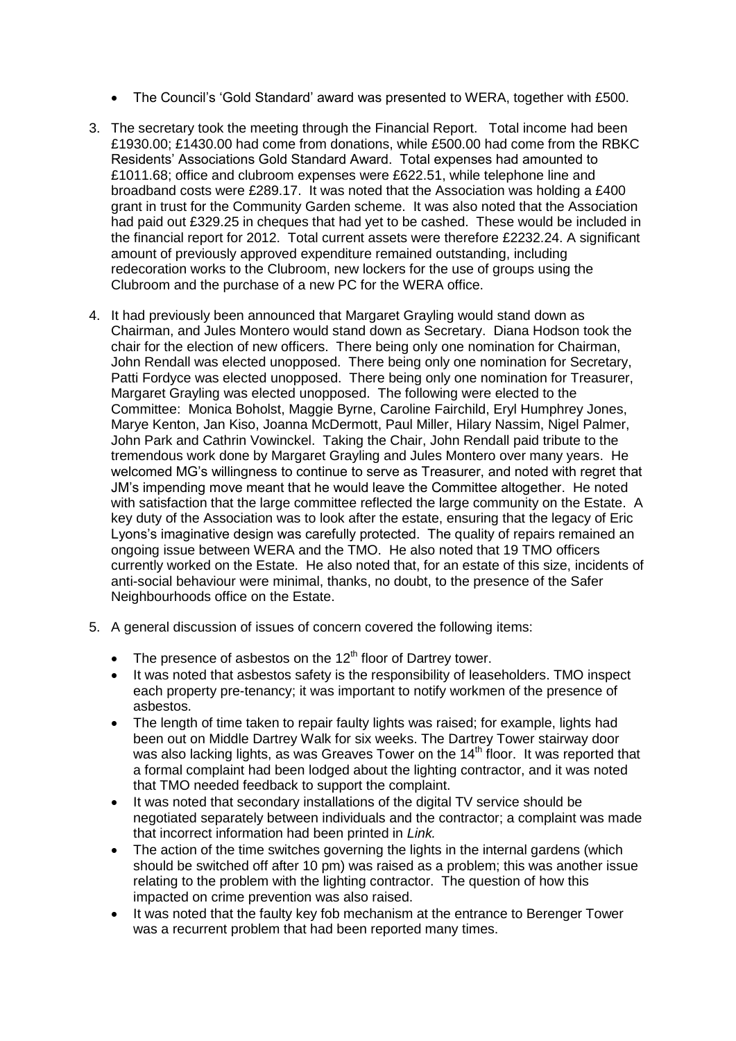- The Council's 'Gold Standard' award was presented to WERA, together with £500.

3. The secretary took the meeting through the Financial Report. Total income had been £1930.00; £1430.00 had come from donations, while £500.00 had come from the RBKC Residents' Associations Gold Standard Award. Total expenses had amounted to £1011.68; office and clubroom expenses were £622.51, while telephone line and broadband costs were £289.17. It was noted that the Association was holding a £400 grant in trust for the Community Garden scheme. It was also noted that the Association had paid out £329.25 in cheques that had yet to be cashed. These would be included in the financial report for 2012. Total current assets were therefore £2232.24. A significant amount of previously approved expenditure remained outstanding, including redecoration works to the Clubroom, new lockers for the use of groups using the Clubroom and the purchase of a new PC for the WERA office.

4. It had previously been announced that Margaret Grayling would stand down as Chairman, and Jules Montero would stand down as Secretary. Diana Hodson took the chair for the election of new officers. There being only one nomination for Chairman, John Rendall was elected unopposed. There being only one nomination for Secretary, Patti Fordyce was elected unopposed. There being only one nomination for Treasurer, Margaret Grayling was elected unopposed. The following were elected to the Committee: Monica Boholst, Maggie Byrne, Caroline Fairchild, Eryl Humphrey Jones, Marye Kenton, Jan Kiso, Joanna McDermott, Paul Miller, Hilary Nassim, Nigel Palmer, John Park and Cathrin Vowinckel. Taking the Chair, John Rendall paid tribute to the tremendous work done by Margaret Grayling and Jules Montero over many years. He welcomed MG's willingness to continue to serve as Treasurer, and noted with regret that JM's impending move meant that he would leave the Committee altogether. He noted with satisfaction that the large committee reflected the large community on the Estate. A key duty of the Association was to look after the estate, ensuring that the legacy of Eric Lyons's imaginative design was carefully protected. The quality of repairs remained an ongoing issue between WERA and the TMO. He also noted that 19 TMO officers currently worked on the Estate. He also noted that, for an estate of this size, incidents of anti-social behaviour were minimal, thanks, no doubt, to the presence of the Safer Neighbourhoods office on the Estate.

5. A general discussion of issues of concern covered the following items:
   - The presence of asbestos on the 12th floor of Dartrey tower.
   - It was noted that asbestos safety is the responsibility of leaseholders. TMO inspect each property pre-tenancy; it was important to notify workmen of the presence of asbestos.
   - The length of time taken to repair faulty lights was raised; for example, lights had been out on Middle Dartrey Walk for six weeks. The Dartrey Tower stairway door was also lacking lights, as was Greaves Tower on the 14th floor. It was reported that a formal complaint had been lodged about the lighting contractor, and it was noted that TMO needed feedback to support the complaint.
   - It was noted that secondary installations of the digital TV service should be negotiated separately between individuals and the contractor; a complaint was made that incorrect information had been printed in *Link.*
   - The action of the time switches governing the lights in the internal gardens (which should be switched off after 10 pm) was raised as a problem; this was another issue relating to the problem with the lighting contractor. The question of how this impacted on crime prevention was also raised.
   - It was noted that the faulty key fob mechanism at the entrance to Berenger Tower was a recurrent problem that had been reported many times.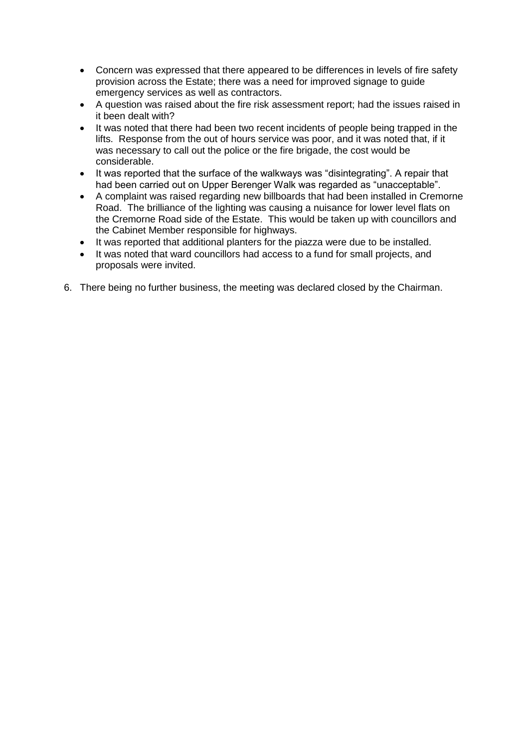- Concern was expressed that there appeared to be differences in levels of fire safety provision across the Estate; there was a need for improved signage to guide emergency services as well as contractors.
- A question was raised about the fire risk assessment report; had the issues raised in it been dealt with?
- It was noted that there had been two recent incidents of people being trapped in the lifts. Response from the out of hours service was poor, and it was noted that, if it was necessary to call out the police or the fire brigade, the cost would be considerable.
- It was reported that the surface of the walkways was "disintegrating". A repair that had been carried out on Upper Berenger Walk was regarded as "unacceptable".
- A complaint was raised regarding new billboards that had been installed in Cremorne Road. The brilliance of the lighting was causing a nuisance for lower level flats on the Cremorne Road side of the Estate. This would be taken up with councillors and the Cabinet Member responsible for highways.
- It was reported that additional planters for the piazza were due to be installed.
- It was noted that ward councillors had access to a fund for small projects, and proposals were invited.

6. There being no further business, the meeting was declared closed by the Chairman.